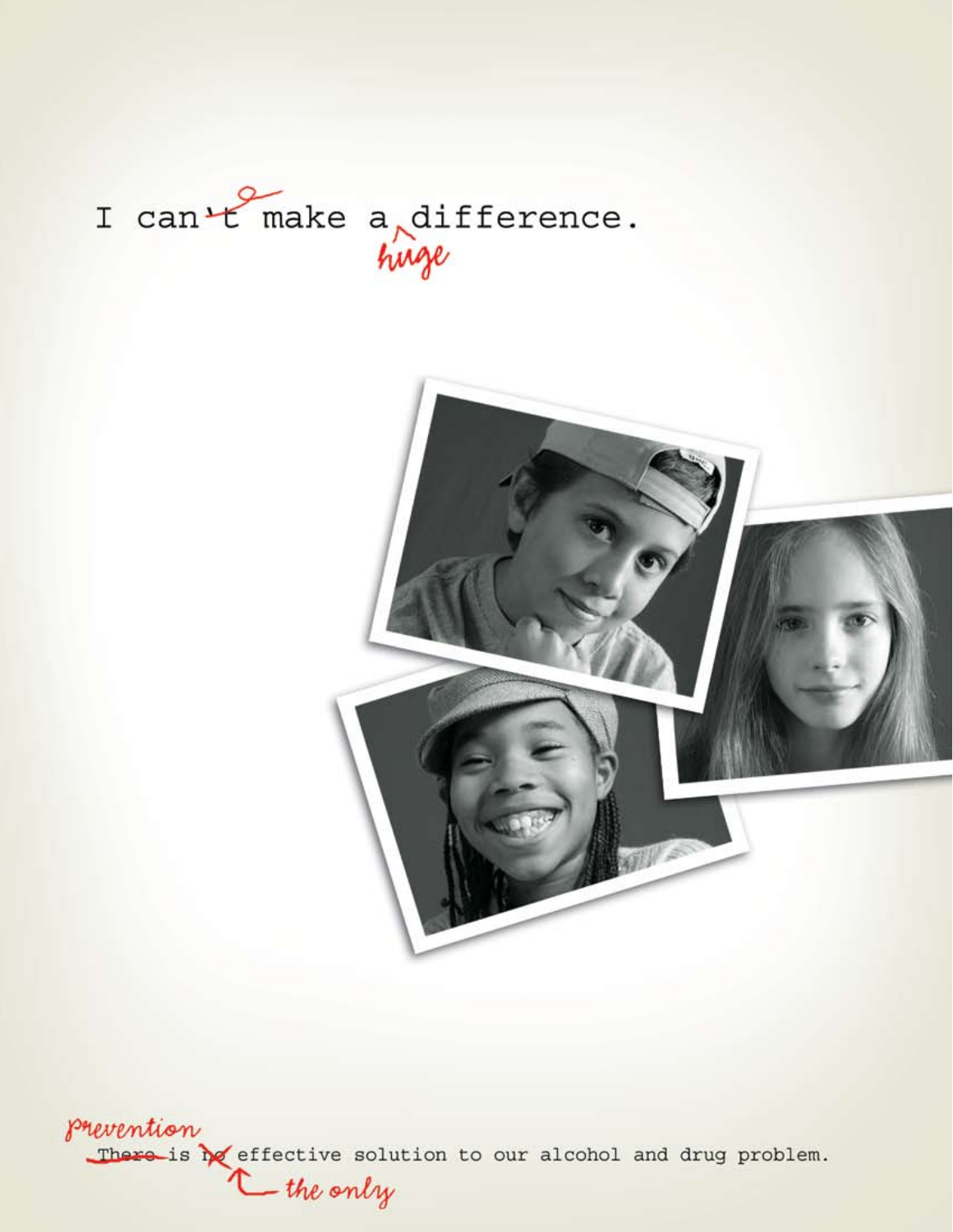I can~~'t~~ make a huge difference.

Prevention ~~There~~ is ~~no~~ the only effective solution to our alcohol and drug problem.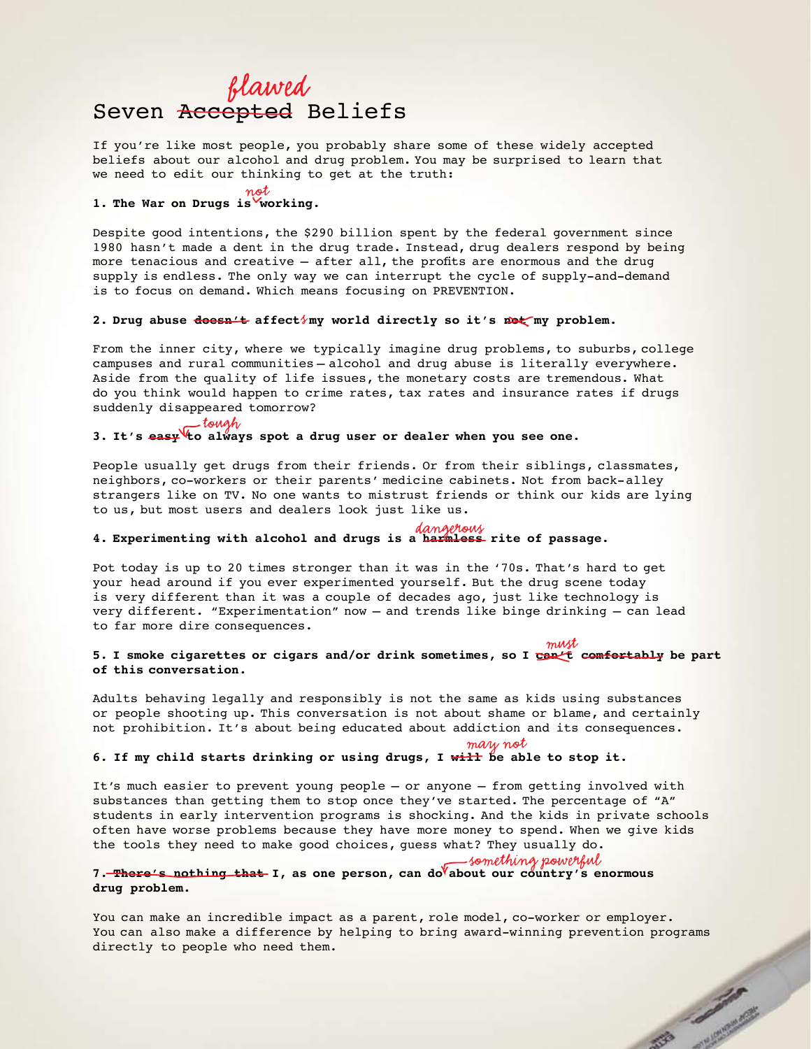# Seven ~~Accepted~~ *flawed* Beliefs

If you're like most people, you probably share some of these widely accepted beliefs about our alcohol and drug problem. You may be surprised to learn that we need to edit our thinking to get at the truth:

**1. The War on Drugs is *not* working.**

Despite good intentions, the $290 billion spent by the federal government since 1980 hasn't made a dent in the drug trade. Instead, drug dealers respond by being more tenacious and creative – after all, the profits are enormous and the drug supply is endless. The only way we can interrupt the cycle of supply-and-demand is to focus on demand. Which means focusing on PREVENTION.

**2. Drug abuse ~~doesn't~~ affect*s* my world directly so it's ~~not~~ my problem.**

From the inner city, where we typically imagine drug problems, to suburbs, college campuses and rural communities – alcohol and drug abuse is literally everywhere. Aside from the quality of life issues, the monetary costs are tremendous. What do you think would happen to crime rates, tax rates and insurance rates if drugs suddenly disappeared tomorrow?

**3. It's ~~easy~~ *tough* to always spot a drug user or dealer when you see one.**

People usually get drugs from their friends. Or from their siblings, classmates, neighbors, co-workers or their parents' medicine cabinets. Not from back-alley strangers like on TV. No one wants to mistrust friends or think our kids are lying to us, but most users and dealers look just like us.

**4. Experimenting with alcohol and drugs is a ~~harmless~~ *dangerous* rite of passage.**

Pot today is up to 20 times stronger than it was in the '70s. That's hard to get your head around if you ever experimented yourself. But the drug scene today is very different than it was a couple of decades ago, just like technology is very different. "Experimentation" now – and trends like binge drinking – can lead to far more dire consequences.

**5. I smoke cigarettes or cigars and/or drink sometimes, so I ~~can't~~ *must* ~~comfortably~~ be part of this conversation.**

Adults behaving legally and responsibly is not the same as kids using substances or people shooting up. This conversation is not about shame or blame, and certainly not prohibition. It's about being educated about addiction and its consequences.

**6. If my child starts drinking or using drugs, I ~~will~~ *may not* be able to stop it.**

It's much easier to prevent young people – or anyone – from getting involved with substances than getting them to stop once they've started. The percentage of "A" students in early intervention programs is shocking. And the kids in private schools often have worse problems because they have more money to spend. When we give kids the tools they need to make good choices, guess what? They usually do.

**7. ~~There's nothing that~~ I, as one person, can do *something powerful* about our country's enormous drug problem.**

You can make an incredible impact as a parent, role model, co-worker or employer. You can also make a difference by helping to bring award-winning prevention programs directly to people who need them.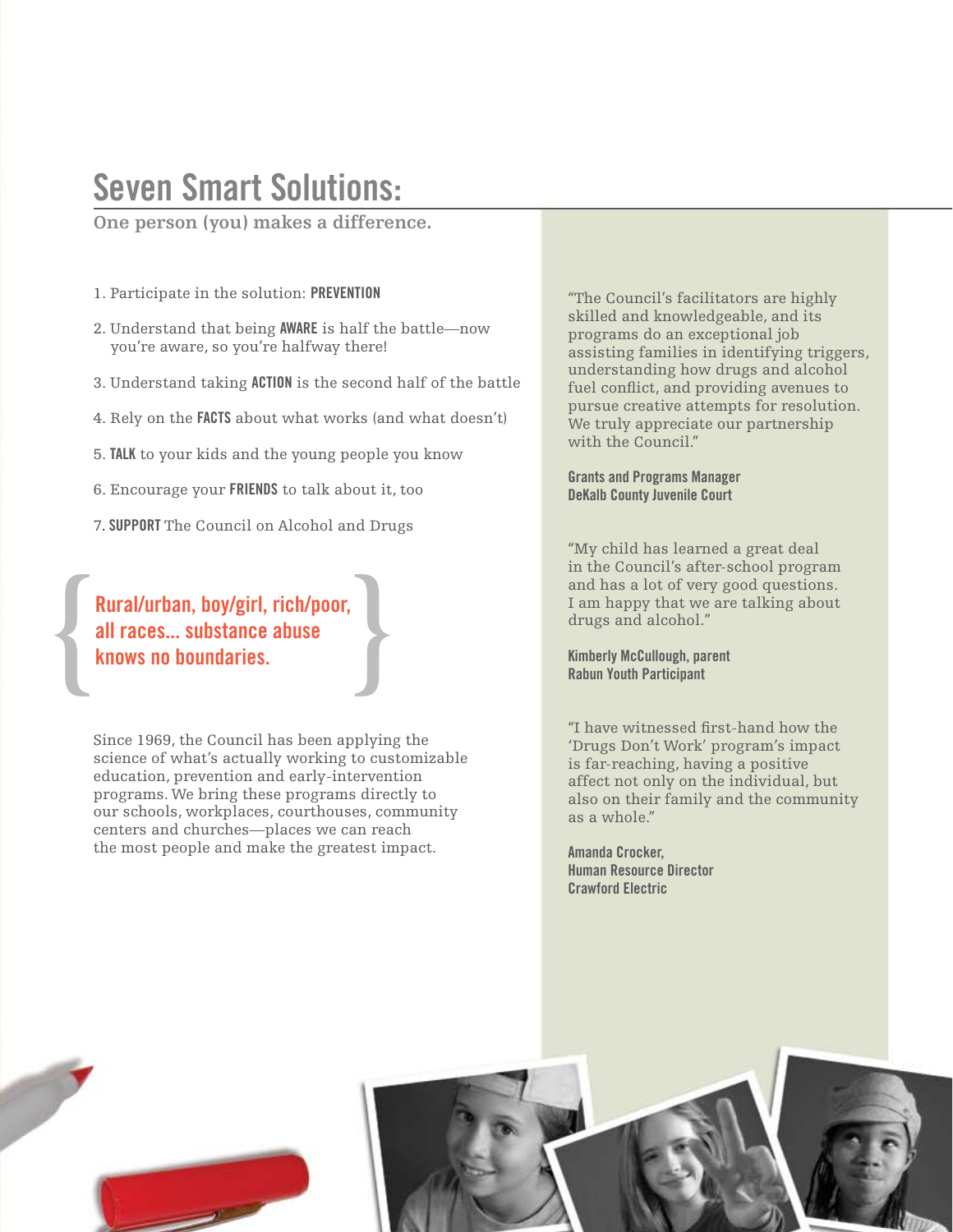# Seven Smart Solutions:

**One person (you) makes a difference.**

1. Participate in the solution: **PREVENTION**
2. Understand that being **AWARE** is half the battle—now you're aware, so you're halfway there!
3. Understand taking **ACTION** is the second half of the battle
4. Rely on the **FACTS** about what works (and what doesn't)
5. **TALK** to your kids and the young people you know
6. Encourage your **FRIENDS** to talk about it, too
7. **SUPPORT** The Council on Alcohol and Drugs

**Rural/urban, boy/girl, rich/poor, all races... substance abuse knows no boundaries.**

Since 1969, the Council has been applying the science of what's actually working to customizable education, prevention and early-intervention programs. We bring these programs directly to our schools, workplaces, courthouses, community centers and churches—places we can reach the most people and make the greatest impact.

"The Council's facilitators are highly skilled and knowledgeable, and its programs do an exceptional job assisting families in identifying triggers, understanding how drugs and alcohol fuel conflict, and providing avenues to pursue creative attempts for resolution. We truly appreciate our partnership with the Council."

**Grants and Programs Manager**
**DeKalb County Juvenile Court**

"My child has learned a great deal in the Council's after-school program and has a lot of very good questions. I am happy that we are talking about drugs and alcohol."

**Kimberly McCullough, parent**
**Rabun Youth Participant**

"I have witnessed first-hand how the 'Drugs Don't Work' program's impact is far-reaching, having a positive affect not only on the individual, but also on their family and the community as a whole."

**Amanda Crocker,**
**Human Resource Director**
**Crawford Electric**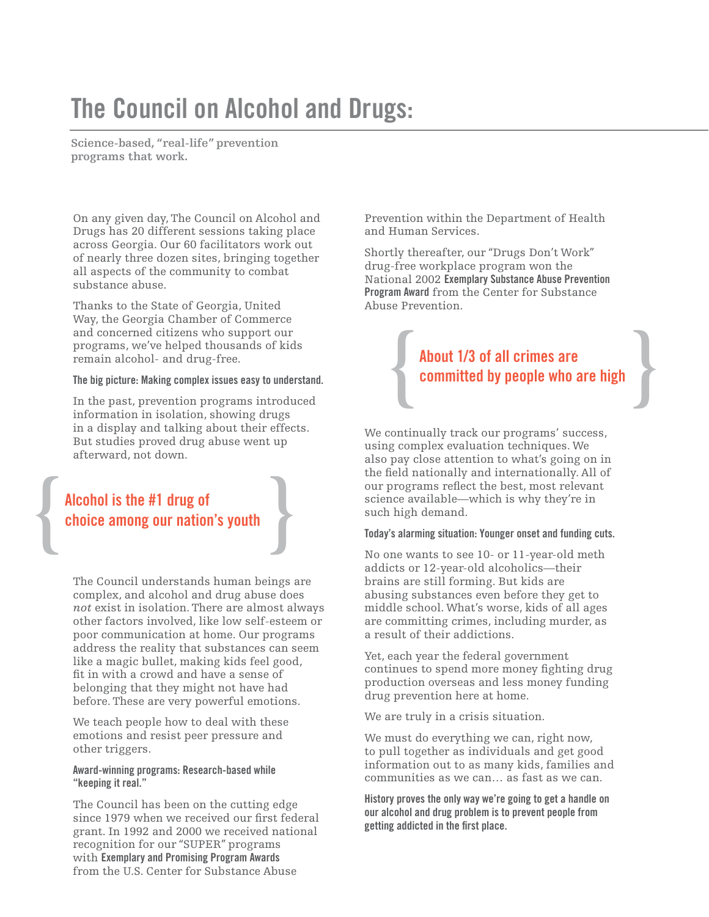# The Council on Alcohol and Drugs:

**Science-based, "real-life" prevention programs that work.**

On any given day, The Council on Alcohol and Drugs has 20 different sessions taking place across Georgia. Our 60 facilitators work out of nearly three dozen sites, bringing together all aspects of the community to combat substance abuse.

Thanks to the State of Georgia, United Way, the Georgia Chamber of Commerce and concerned citizens who support our programs, we've helped thousands of kids remain alcohol- and drug-free.

**The big picture: Making complex issues easy to understand.**

In the past, prevention programs introduced information in isolation, showing drugs in a display and talking about their effects. But studies proved drug abuse went up afterward, not down.

> **Alcohol is the #1 drug of choice among our nation's youth**

The Council understands human beings are complex, and alcohol and drug abuse does *not* exist in isolation. There are almost always other factors involved, like low self-esteem or poor communication at home. Our programs address the reality that substances can seem like a magic bullet, making kids feel good, fit in with a crowd and have a sense of belonging that they might not have had before. These are very powerful emotions.

We teach people how to deal with these emotions and resist peer pressure and other triggers.

**Award-winning programs: Research-based while "keeping it real."**

The Council has been on the cutting edge since 1979 when we received our first federal grant. In 1992 and 2000 we received national recognition for our "SUPER" programs with **Exemplary and Promising Program Awards** from the U.S. Center for Substance Abuse Prevention within the Department of Health and Human Services.

Shortly thereafter, our "Drugs Don't Work" drug-free workplace program won the National 2002 **Exemplary Substance Abuse Prevention Program Award** from the Center for Substance Abuse Prevention.

> **About 1/3 of all crimes are committed by people who are high**

We continually track our programs' success, using complex evaluation techniques. We also pay close attention to what's going on in the field nationally and internationally. All of our programs reflect the best, most relevant science available—which is why they're in such high demand.

**Today's alarming situation: Younger onset and funding cuts.**

No one wants to see 10- or 11-year-old meth addicts or 12-year-old alcoholics—their brains are still forming. But kids are abusing substances even before they get to middle school. What's worse, kids of all ages are committing crimes, including murder, as a result of their addictions.

Yet, each year the federal government continues to spend more money fighting drug production overseas and less money funding drug prevention here at home.

We are truly in a crisis situation.

We must do everything we can, right now, to pull together as individuals and get good information out to as many kids, families and communities as we can… as fast as we can.

**History proves the only way we're going to get a handle on our alcohol and drug problem is to prevent people from getting addicted in the first place.**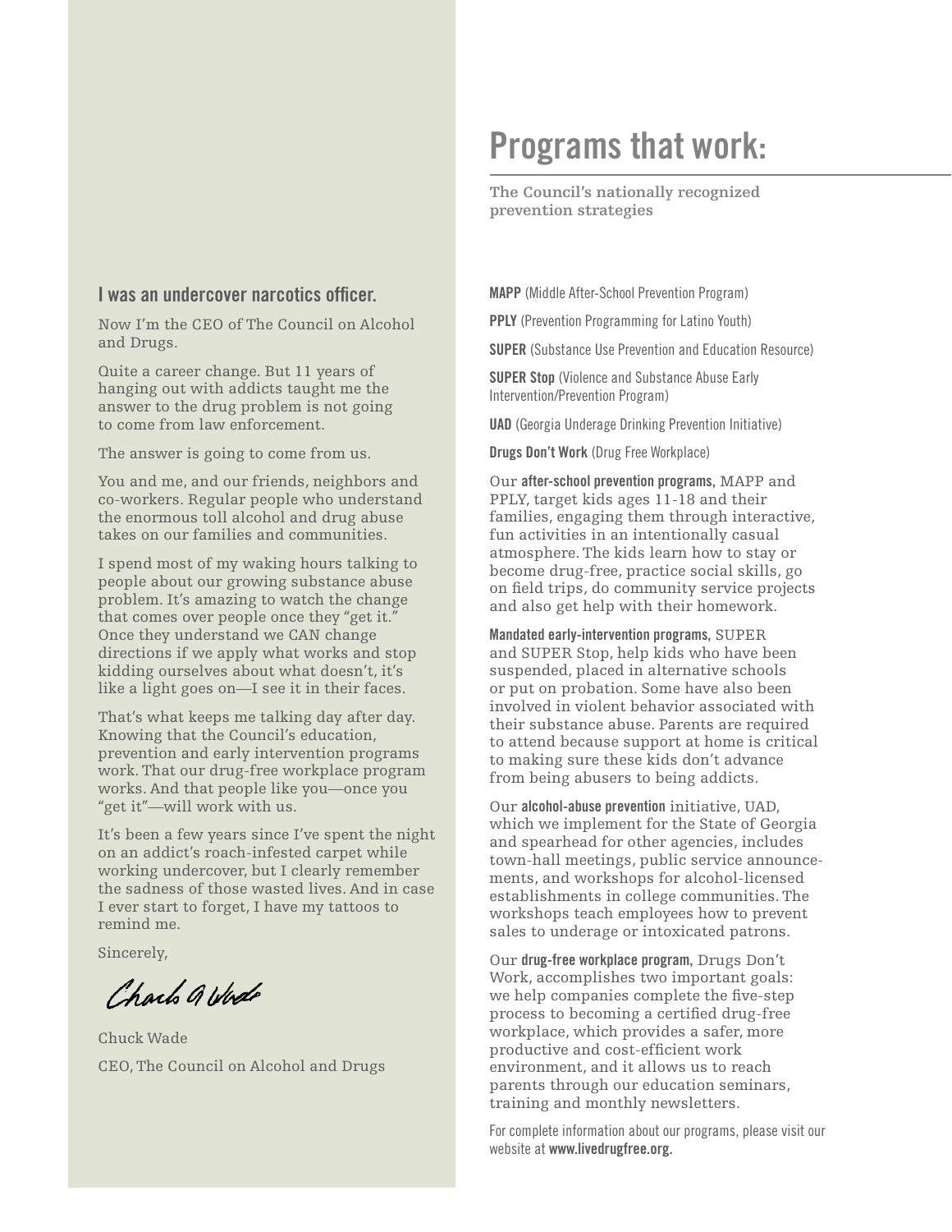## I was an undercover narcotics officer.

Now I'm the CEO of The Council on Alcohol and Drugs.

Quite a career change. But 11 years of hanging out with addicts taught me the answer to the drug problem is not going to come from law enforcement.

The answer is going to come from us.

You and me, and our friends, neighbors and co-workers. Regular people who understand the enormous toll alcohol and drug abuse takes on our families and communities.

I spend most of my waking hours talking to people about our growing substance abuse problem. It's amazing to watch the change that comes over people once they "get it." Once they understand we CAN change directions if we apply what works and stop kidding ourselves about what doesn't, it's like a light goes on—I see it in their faces.

That's what keeps me talking day after day. Knowing that the Council's education, prevention and early intervention programs work. That our drug-free workplace program works. And that people like you—once you "get it"—will work with us.

It's been a few years since I've spent the night on an addict's roach-infested carpet while working undercover, but I clearly remember the sadness of those wasted lives. And in case I ever start to forget, I have my tattoos to remind me.

Sincerely,

Charles A Wade

Chuck Wade

CEO, The Council on Alcohol and Drugs

# Programs that work:

**The Council's nationally recognized prevention strategies**

**MAPP** (Middle After-School Prevention Program)

**PPLY** (Prevention Programming for Latino Youth)

**SUPER** (Substance Use Prevention and Education Resource)

**SUPER Stop** (Violence and Substance Abuse Early Intervention/Prevention Program)

**UAD** (Georgia Underage Drinking Prevention Initiative)

**Drugs Don't Work** (Drug Free Workplace)

Our **after-school prevention programs,** MAPP and PPLY, target kids ages 11-18 and their families, engaging them through interactive, fun activities in an intentionally casual atmosphere. The kids learn how to stay or become drug-free, practice social skills, go on field trips, do community service projects and also get help with their homework.

**Mandated early-intervention programs,** SUPER and SUPER Stop, help kids who have been suspended, placed in alternative schools or put on probation. Some have also been involved in violent behavior associated with their substance abuse. Parents are required to attend because support at home is critical to making sure these kids don't advance from being abusers to being addicts.

Our **alcohol-abuse prevention** initiative, UAD, which we implement for the State of Georgia and spearhead for other agencies, includes town-hall meetings, public service announcements, and workshops for alcohol-licensed establishments in college communities. The workshops teach employees how to prevent sales to underage or intoxicated patrons.

Our **drug-free workplace program,** Drugs Don't Work, accomplishes two important goals: we help companies complete the five-step process to becoming a certified drug-free workplace, which provides a safer, more productive and cost-efficient work environment, and it allows us to reach parents through our education seminars, training and monthly newsletters.

For complete information about our programs, please visit our website at **www.livedrugfree.org.**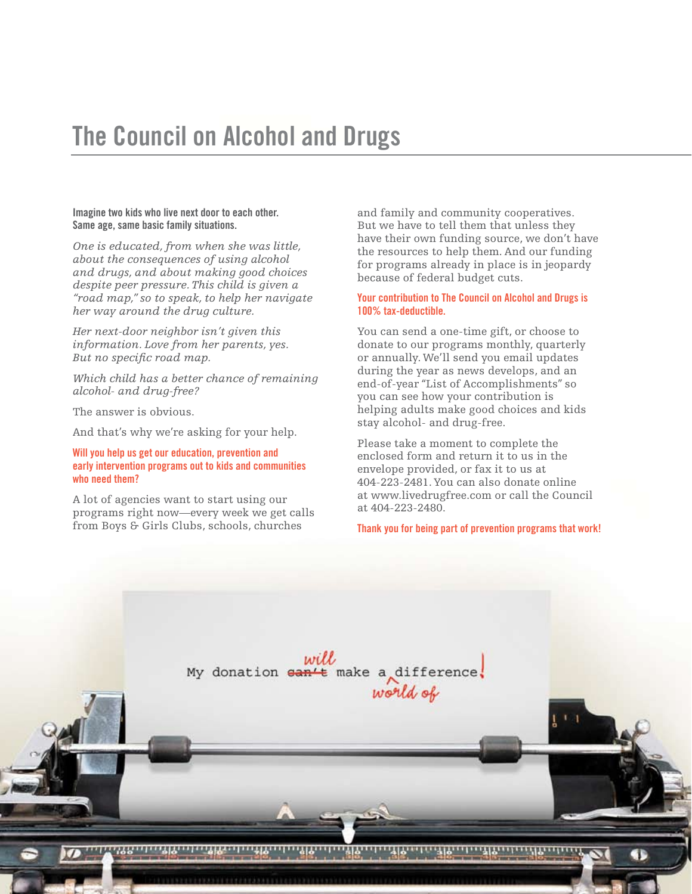# The Council on Alcohol and Drugs

**Imagine two kids who live next door to each other. Same age, same basic family situations.**

*One is educated, from when she was little, about the consequences of using alcohol and drugs, and about making good choices despite peer pressure. This child is given a "road map," so to speak, to help her navigate her way around the drug culture.*

*Her next-door neighbor isn't given this information. Love from her parents, yes. But no specific road map.*

*Which child has a better chance of remaining alcohol- and drug-free?*

The answer is obvious.

And that's why we're asking for your help.

**Will you help us get our education, prevention and early intervention programs out to kids and communities who need them?**

A lot of agencies want to start using our programs right now—every week we get calls from Boys & Girls Clubs, schools, churches and family and community cooperatives. But we have to tell them that unless they have their own funding source, we don't have the resources to help them. And our funding for programs already in place is in jeopardy because of federal budget cuts.

**Your contribution to The Council on Alcohol and Drugs is 100% tax-deductible.**

You can send a one-time gift, or choose to donate to our programs monthly, quarterly or annually. We'll send you email updates during the year as news develops, and an end-of-year "List of Accomplishments" so you can see how your contribution is helping adults make good choices and kids stay alcohol- and drug-free.

Please take a moment to complete the enclosed form and return it to us in the envelope provided, or fax it to us at 404-223-2481. You can also donate online at www.livedrugfree.com or call the Council at 404-223-2480.

**Thank you for being part of prevention programs that work!**

My donation ~~can't~~ will make a world of difference!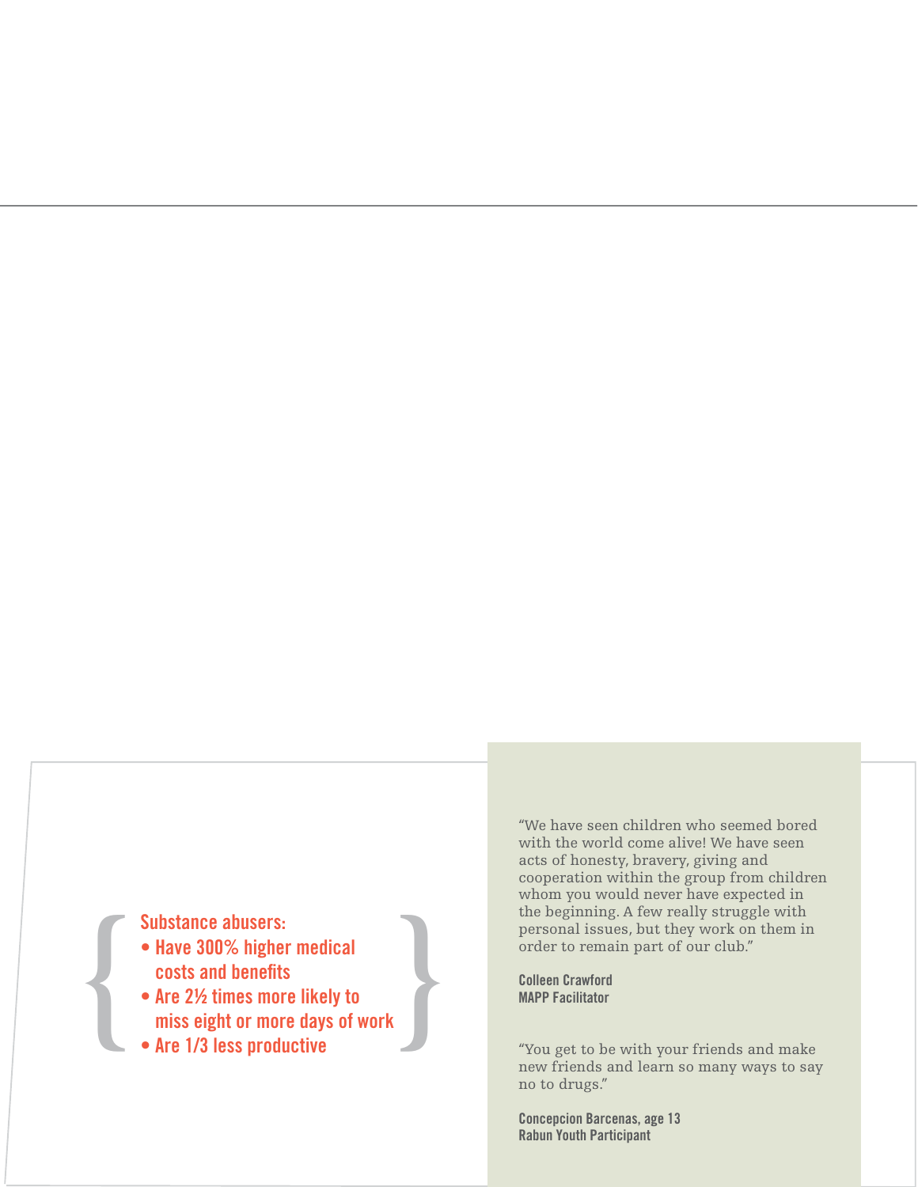**Substance abusers:**

- **Have 300% higher medical costs and benefits**
- **Are 2½ times more likely to miss eight or more days of work**
- **Are 1/3 less productive**

"We have seen children who seemed bored with the world come alive! We have seen acts of honesty, bravery, giving and cooperation within the group from children whom you would never have expected in the beginning. A few really struggle with personal issues, but they work on them in order to remain part of our club."

**Colleen Crawford**
**MAPP Facilitator**

"You get to be with your friends and make new friends and learn so many ways to say no to drugs."

**Concepcion Barcenas, age 13**
**Rabun Youth Participant**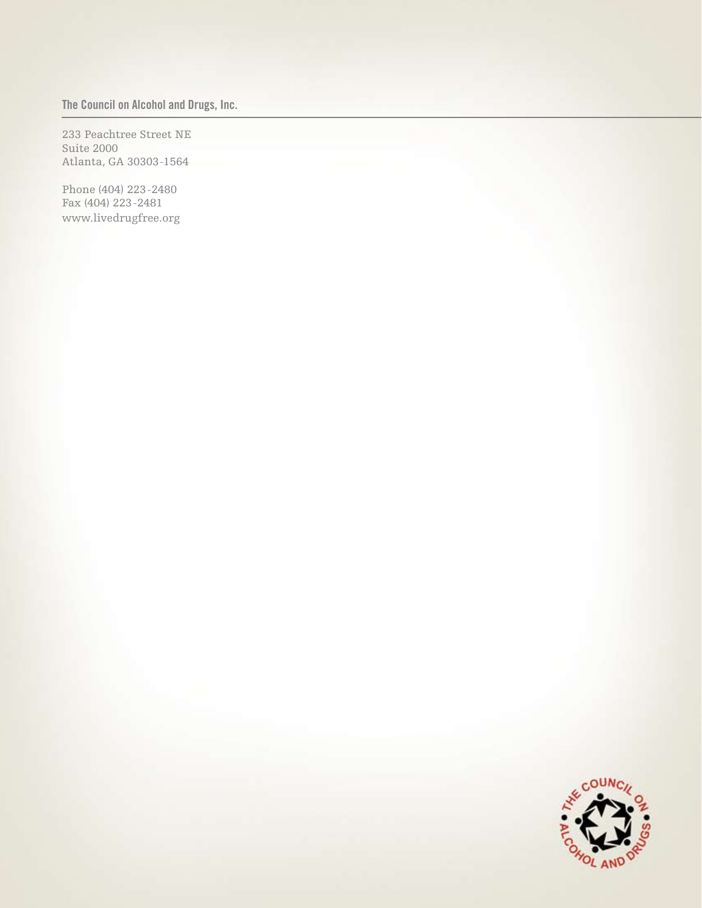**The Council on Alcohol and Drugs, Inc.**

233 Peachtree Street NE
Suite 2000
Atlanta, GA 30303-1564

Phone (404) 223-2480
Fax (404) 223-2481
www.livedrugfree.org

THE COUNCIL ON ALCOHOL AND DRUGS